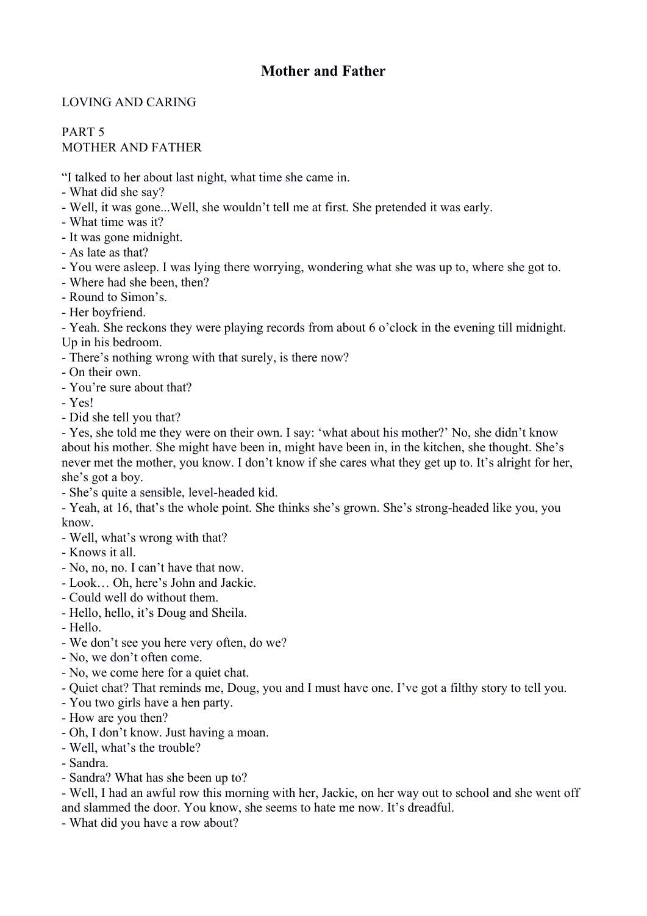# Mother and Father

LOVING AND CARING

PART 5
MOTHER AND FATHER

"I talked to her about last night, what time she came in.
- What did she say?
- Well, it was gone...Well, she wouldn't tell me at first. She pretended it was early.
- What time was it?
- It was gone midnight.
- As late as that?
- You were asleep. I was lying there worrying, wondering what she was up to, where she got to.
- Where had she been, then?
- Round to Simon's.
- Her boyfriend.
- Yeah. She reckons they were playing records from about 6 o'clock in the evening till midnight. Up in his bedroom.
- There's nothing wrong with that surely, is there now?
- On their own.
- You're sure about that?
- Yes!
- Did she tell you that?
- Yes, she told me they were on their own. I say: 'what about his mother?' No, she didn't know about his mother. She might have been in, might have been in, in the kitchen, she thought. She's never met the mother, you know. I don't know if she cares what they get up to. It's alright for her, she's got a boy.
- She's quite a sensible, level-headed kid.
- Yeah, at 16, that's the whole point. She thinks she's grown. She's strong-headed like you, you know.
- Well, what's wrong with that?
- Knows it all.
- No, no, no. I can't have that now.
- Look… Oh, here's John and Jackie.
- Could well do without them.
- Hello, hello, it's Doug and Sheila.
- Hello.
- We don't see you here very often, do we?
- No, we don't often come.
- No, we come here for a quiet chat.
- Quiet chat? That reminds me, Doug, you and I must have one. I've got a filthy story to tell you.
- You two girls have a hen party.
- How are you then?
- Oh, I don't know. Just having a moan.
- Well, what's the trouble?
- Sandra.
- Sandra? What has she been up to?
- Well, I had an awful row this morning with her, Jackie, on her way out to school and she went off and slammed the door. You know, she seems to hate me now. It's dreadful.
- What did you have a row about?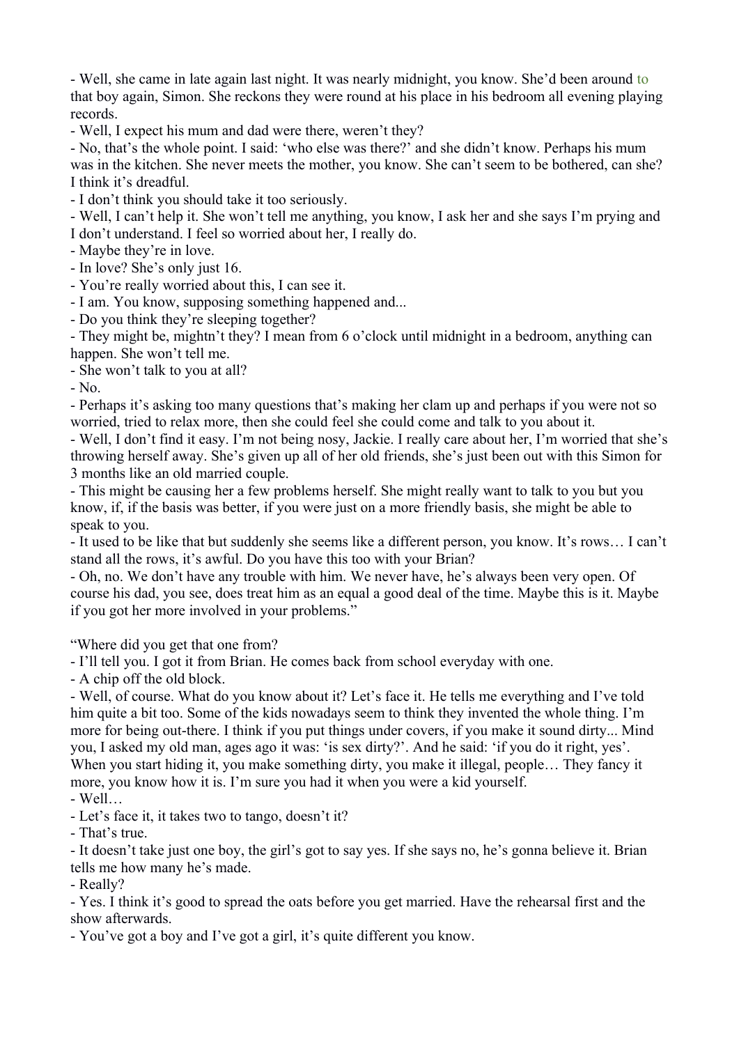- Well, she came in late again last night. It was nearly midnight, you know. She'd been around to that boy again, Simon. She reckons they were round at his place in his bedroom all evening playing records.

- Well, I expect his mum and dad were there, weren't they?

- No, that's the whole point. I said: 'who else was there?' and she didn't know. Perhaps his mum was in the kitchen. She never meets the mother, you know. She can't seem to be bothered, can she? I think it's dreadful.

- I don't think you should take it too seriously.

- Well, I can't help it. She won't tell me anything, you know, I ask her and she says I'm prying and I don't understand. I feel so worried about her, I really do.

- Maybe they're in love.

- In love? She's only just 16.

- You're really worried about this, I can see it.

- I am. You know, supposing something happened and...

- Do you think they're sleeping together?

- They might be, mightn't they? I mean from 6 o'clock until midnight in a bedroom, anything can happen. She won't tell me.

- She won't talk to you at all?

- No.

- Perhaps it's asking too many questions that's making her clam up and perhaps if you were not so worried, tried to relax more, then she could feel she could come and talk to you about it.

- Well, I don't find it easy. I'm not being nosy, Jackie. I really care about her, I'm worried that she's throwing herself away. She's given up all of her old friends, she's just been out with this Simon for 3 months like an old married couple.

- This might be causing her a few problems herself. She might really want to talk to you but you know, if, if the basis was better, if you were just on a more friendly basis, she might be able to speak to you.

- It used to be like that but suddenly she seems like a different person, you know. It's rows… I can't stand all the rows, it's awful. Do you have this too with your Brian?

- Oh, no. We don't have any trouble with him. We never have, he's always been very open. Of course his dad, you see, does treat him as an equal a good deal of the time. Maybe this is it. Maybe if you got her more involved in your problems."

"Where did you get that one from?

- I'll tell you. I got it from Brian. He comes back from school everyday with one.

- A chip off the old block.

- Well, of course. What do you know about it? Let's face it. He tells me everything and I've told him quite a bit too. Some of the kids nowadays seem to think they invented the whole thing. I'm more for being out-there. I think if you put things under covers, if you make it sound dirty... Mind you, I asked my old man, ages ago it was: 'is sex dirty?'. And he said: 'if you do it right, yes'. When you start hiding it, you make something dirty, you make it illegal, people… They fancy it more, you know how it is. I'm sure you had it when you were a kid yourself.

- Well…

- Let's face it, it takes two to tango, doesn't it?

- That's true.

- It doesn't take just one boy, the girl's got to say yes. If she says no, he's gonna believe it. Brian tells me how many he's made.

- Really?

- Yes. I think it's good to spread the oats before you get married. Have the rehearsal first and the show afterwards.

- You've got a boy and I've got a girl, it's quite different you know.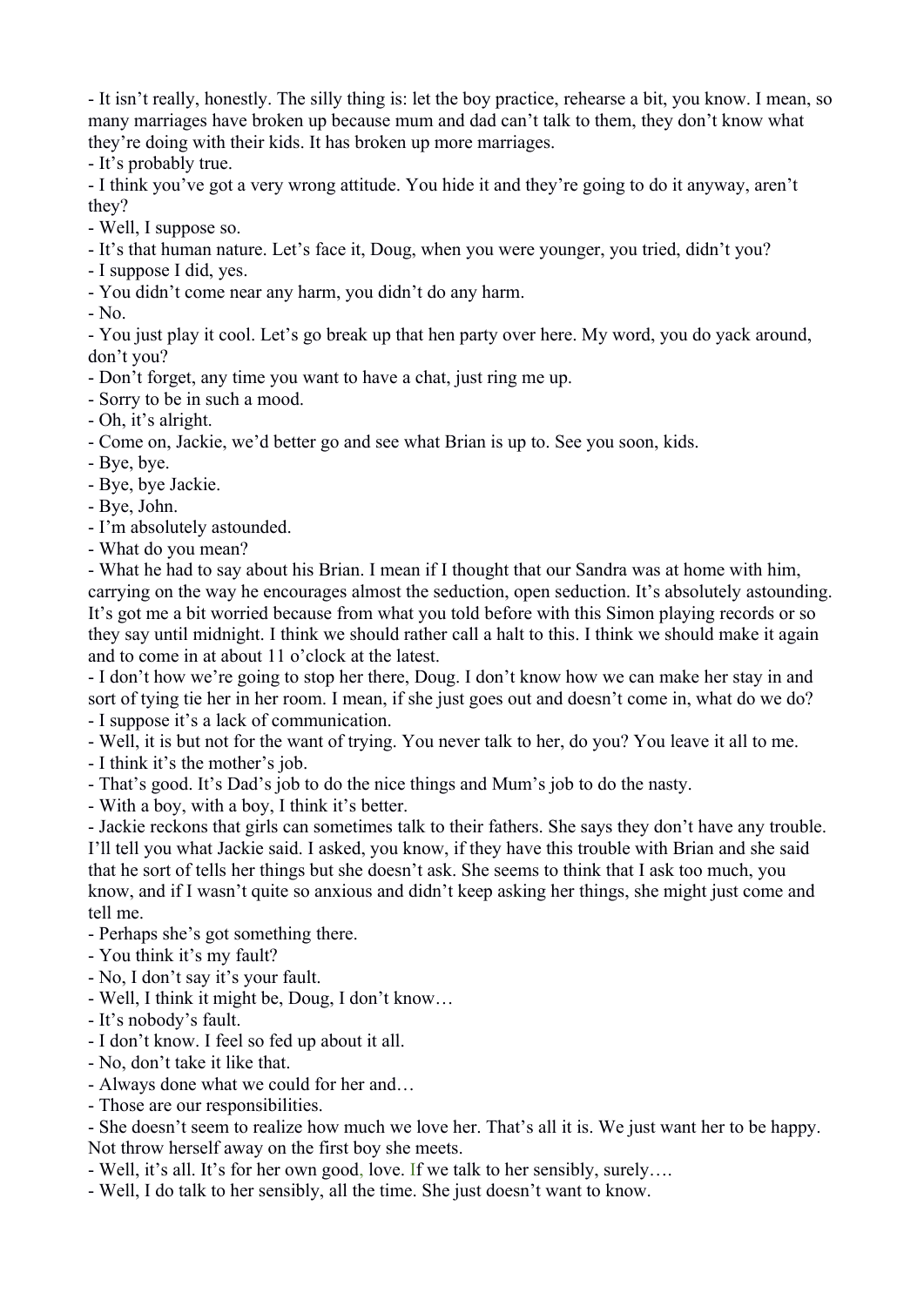- It isn't really, honestly. The silly thing is: let the boy practice, rehearse a bit, you know. I mean, so many marriages have broken up because mum and dad can't talk to them, they don't know what they're doing with their kids. It has broken up more marriages.
- It's probably true.
- I think you've got a very wrong attitude. You hide it and they're going to do it anyway, aren't they?
- Well, I suppose so.
- It's that human nature. Let's face it, Doug, when you were younger, you tried, didn't you?
- I suppose I did, yes.
- You didn't come near any harm, you didn't do any harm.
- No.
- You just play it cool. Let's go break up that hen party over here. My word, you do yack around, don't you?
- Don't forget, any time you want to have a chat, just ring me up.
- Sorry to be in such a mood.
- Oh, it's alright.
- Come on, Jackie, we'd better go and see what Brian is up to. See you soon, kids.
- Bye, bye.
- Bye, bye Jackie.
- Bye, John.
- I'm absolutely astounded.
- What do you mean?
- What he had to say about his Brian. I mean if I thought that our Sandra was at home with him, carrying on the way he encourages almost the seduction, open seduction. It's absolutely astounding. It's got me a bit worried because from what you told before with this Simon playing records or so they say until midnight. I think we should rather call a halt to this. I think we should make it again and to come in at about 11 o'clock at the latest.
- I don't how we're going to stop her there, Doug. I don't know how we can make her stay in and sort of tying tie her in her room. I mean, if she just goes out and doesn't come in, what do we do?
- I suppose it's a lack of communication.
- Well, it is but not for the want of trying. You never talk to her, do you? You leave it all to me.
- I think it's the mother's job.
- That's good. It's Dad's job to do the nice things and Mum's job to do the nasty.
- With a boy, with a boy, I think it's better.
- Jackie reckons that girls can sometimes talk to their fathers. She says they don't have any trouble. I'll tell you what Jackie said. I asked, you know, if they have this trouble with Brian and she said that he sort of tells her things but she doesn't ask. She seems to think that I ask too much, you know, and if I wasn't quite so anxious and didn't keep asking her things, she might just come and tell me.
- Perhaps she's got something there.
- You think it's my fault?
- No, I don't say it's your fault.
- Well, I think it might be, Doug, I don't know…
- It's nobody's fault.
- I don't know. I feel so fed up about it all.
- No, don't take it like that.
- Always done what we could for her and…
- Those are our responsibilities.
- She doesn't seem to realize how much we love her. That's all it is. We just want her to be happy. Not throw herself away on the first boy she meets.
- Well, it's all. It's for her own good, love. If we talk to her sensibly, surely….
- Well, I do talk to her sensibly, all the time. She just doesn't want to know.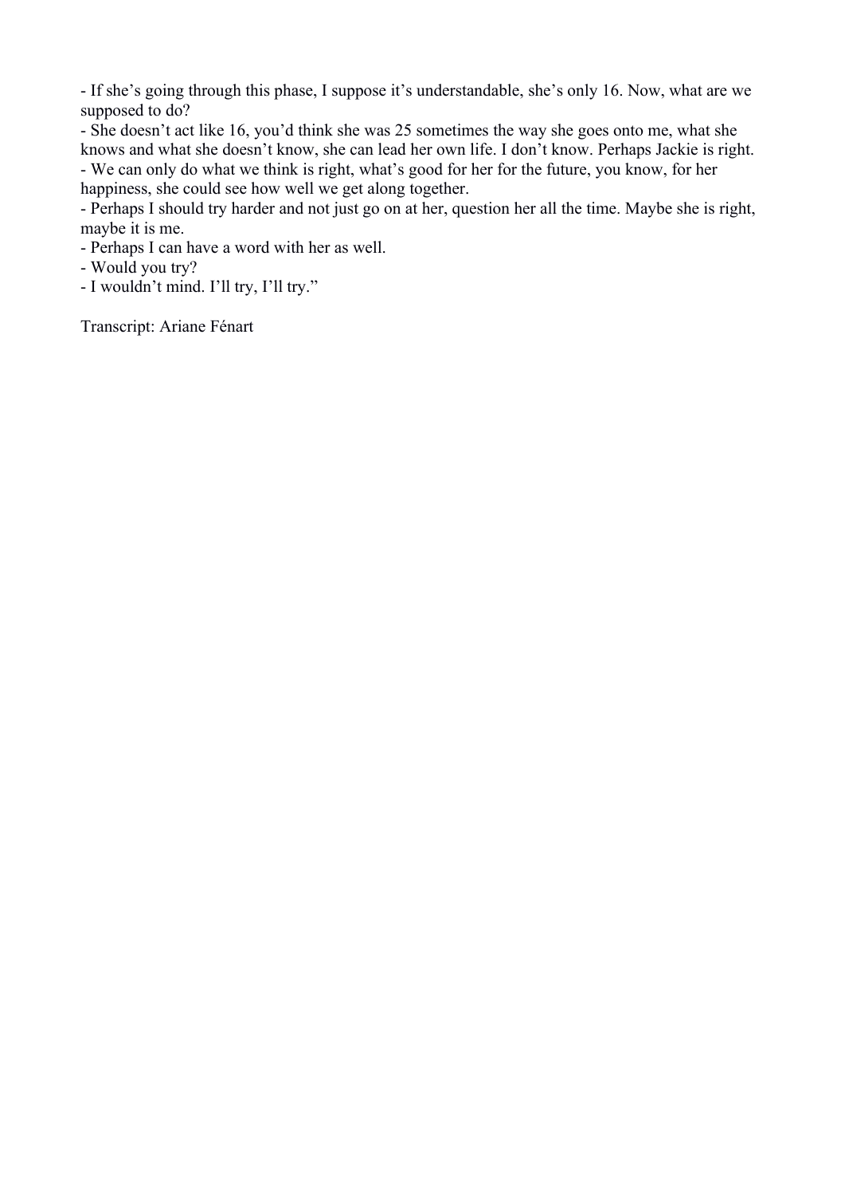- If she's going through this phase, I suppose it's understandable, she's only 16. Now, what are we supposed to do?
- She doesn't act like 16, you'd think she was 25 sometimes the way she goes onto me, what she knows and what she doesn't know, she can lead her own life. I don't know. Perhaps Jackie is right.
- We can only do what we think is right, what's good for her for the future, you know, for her happiness, she could see how well we get along together.
- Perhaps I should try harder and not just go on at her, question her all the time. Maybe she is right, maybe it is me.
- Perhaps I can have a word with her as well.
- Would you try?
- I wouldn't mind. I'll try, I'll try."

Transcript: Ariane Fénart